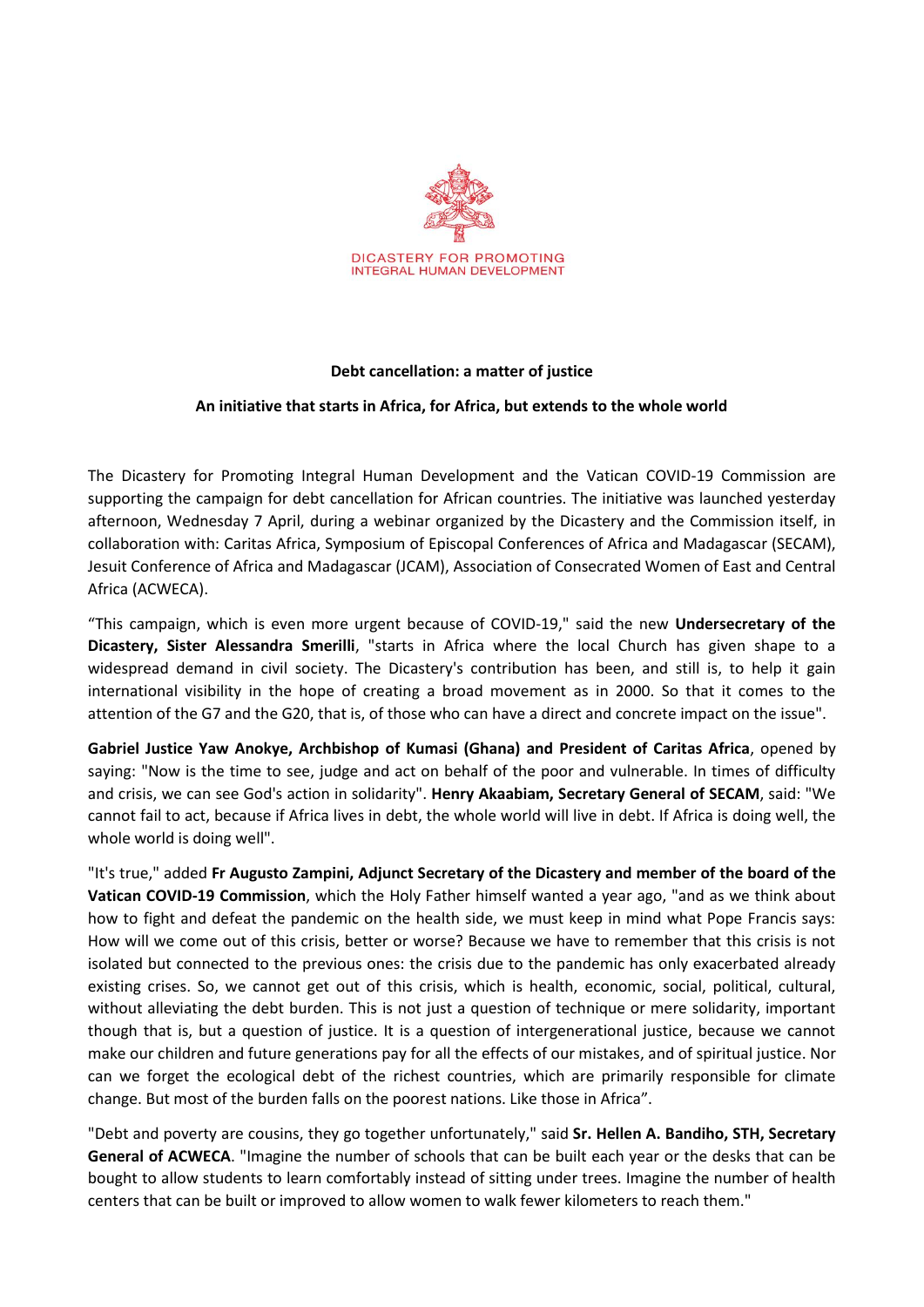DICASTERY FOR PROMOTING
INTEGRAL HUMAN DEVELOPMENT

**Debt cancellation: a matter of justice**

**An initiative that starts in Africa, for Africa, but extends to the whole world**

The Dicastery for Promoting Integral Human Development and the Vatican COVID-19 Commission are supporting the campaign for debt cancellation for African countries. The initiative was launched yesterday afternoon, Wednesday 7 April, during a webinar organized by the Dicastery and the Commission itself, in collaboration with: Caritas Africa, Symposium of Episcopal Conferences of Africa and Madagascar (SECAM), Jesuit Conference of Africa and Madagascar (JCAM), Association of Consecrated Women of East and Central Africa (ACWECA).

"This campaign, which is even more urgent because of COVID-19," said the new **Undersecretary of the Dicastery, Sister Alessandra Smerilli**, "starts in Africa where the local Church has given shape to a widespread demand in civil society. The Dicastery's contribution has been, and still is, to help it gain international visibility in the hope of creating a broad movement as in 2000. So that it comes to the attention of the G7 and the G20, that is, of those who can have a direct and concrete impact on the issue".

**Gabriel Justice Yaw Anokye, Archbishop of Kumasi (Ghana) and President of Caritas Africa**, opened by saying: "Now is the time to see, judge and act on behalf of the poor and vulnerable. In times of difficulty and crisis, we can see God's action in solidarity". **Henry Akaabiam, Secretary General of SECAM**, said: "We cannot fail to act, because if Africa lives in debt, the whole world will live in debt. If Africa is doing well, the whole world is doing well".

"It's true," added **Fr Augusto Zampini, Adjunct Secretary of the Dicastery and member of the board of the Vatican COVID-19 Commission**, which the Holy Father himself wanted a year ago, "and as we think about how to fight and defeat the pandemic on the health side, we must keep in mind what Pope Francis says: How will we come out of this crisis, better or worse? Because we have to remember that this crisis is not isolated but connected to the previous ones: the crisis due to the pandemic has only exacerbated already existing crises. So, we cannot get out of this crisis, which is health, economic, social, political, cultural, without alleviating the debt burden. This is not just a question of technique or mere solidarity, important though that is, but a question of justice. It is a question of intergenerational justice, because we cannot make our children and future generations pay for all the effects of our mistakes, and of spiritual justice. Nor can we forget the ecological debt of the richest countries, which are primarily responsible for climate change. But most of the burden falls on the poorest nations. Like those in Africa".

"Debt and poverty are cousins, they go together unfortunately," said **Sr. Hellen A. Bandiho, STH, Secretary General of ACWECA**. "Imagine the number of schools that can be built each year or the desks that can be bought to allow students to learn comfortably instead of sitting under trees. Imagine the number of health centers that can be built or improved to allow women to walk fewer kilometers to reach them."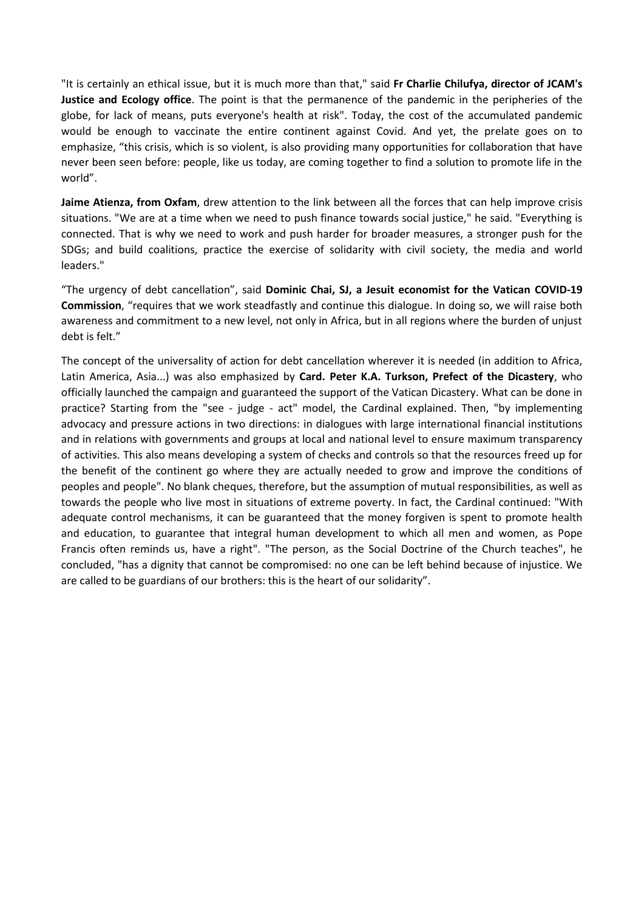"It is certainly an ethical issue, but it is much more than that," said **Fr Charlie Chilufya, director of JCAM's Justice and Ecology office**. The point is that the permanence of the pandemic in the peripheries of the globe, for lack of means, puts everyone's health at risk". Today, the cost of the accumulated pandemic would be enough to vaccinate the entire continent against Covid. And yet, the prelate goes on to emphasize, "this crisis, which is so violent, is also providing many opportunities for collaboration that have never been seen before: people, like us today, are coming together to find a solution to promote life in the world".

**Jaime Atienza, from Oxfam**, drew attention to the link between all the forces that can help improve crisis situations. "We are at a time when we need to push finance towards social justice," he said. "Everything is connected. That is why we need to work and push harder for broader measures, a stronger push for the SDGs; and build coalitions, practice the exercise of solidarity with civil society, the media and world leaders."

"The urgency of debt cancellation", said **Dominic Chai, SJ, a Jesuit economist for the Vatican COVID-19 Commission**, "requires that we work steadfastly and continue this dialogue. In doing so, we will raise both awareness and commitment to a new level, not only in Africa, but in all regions where the burden of unjust debt is felt."

The concept of the universality of action for debt cancellation wherever it is needed (in addition to Africa, Latin America, Asia...) was also emphasized by **Card. Peter K.A. Turkson, Prefect of the Dicastery**, who officially launched the campaign and guaranteed the support of the Vatican Dicastery. What can be done in practice? Starting from the "see - judge - act" model, the Cardinal explained. Then, "by implementing advocacy and pressure actions in two directions: in dialogues with large international financial institutions and in relations with governments and groups at local and national level to ensure maximum transparency of activities. This also means developing a system of checks and controls so that the resources freed up for the benefit of the continent go where they are actually needed to grow and improve the conditions of peoples and people". No blank cheques, therefore, but the assumption of mutual responsibilities, as well as towards the people who live most in situations of extreme poverty. In fact, the Cardinal continued: "With adequate control mechanisms, it can be guaranteed that the money forgiven is spent to promote health and education, to guarantee that integral human development to which all men and women, as Pope Francis often reminds us, have a right". "The person, as the Social Doctrine of the Church teaches", he concluded, "has a dignity that cannot be compromised: no one can be left behind because of injustice. We are called to be guardians of our brothers: this is the heart of our solidarity".